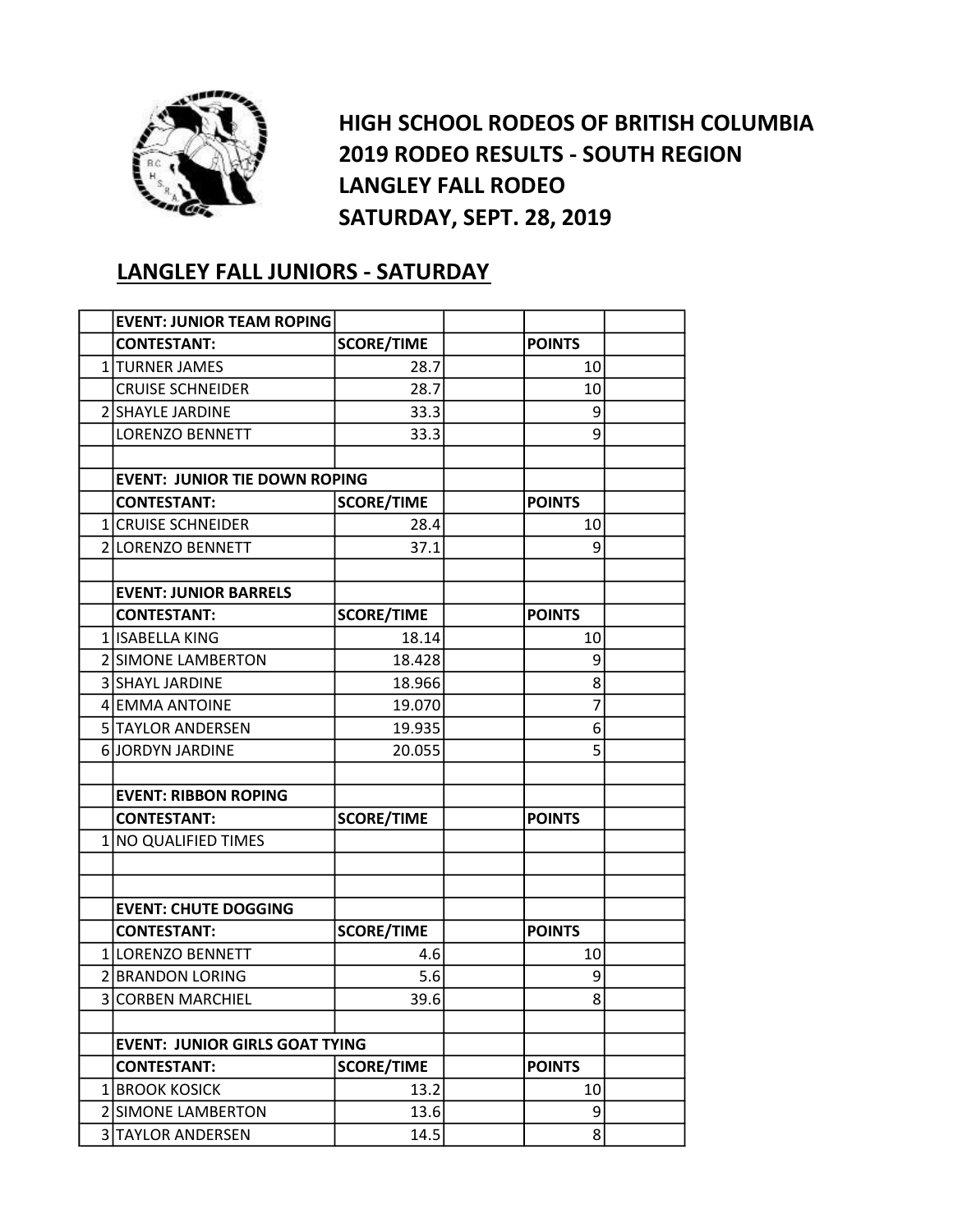# HIGH SCHOOL RODEOS OF BRITISH COLUMBIA
# 2019 RODEO RESULTS - SOUTH REGION
# LANGLEY FALL RODEO
# SATURDAY, SEPT. 28, 2019

## LANGLEY FALL JUNIORS - SATURDAY

| | EVENT: JUNIOR TEAM ROPING | | | | |
|---|---|---|---|---|---|
| | **CONTESTANT:** | **SCORE/TIME** | | **POINTS** | |
| 1 | TURNER JAMES | 28.7 | | 10 | |
| | CRUISE SCHNEIDER | 28.7 | | 10 | |
| 2 | SHAYLE JARDINE | 33.3 | | 9 | |
| | LORENZO BENNETT | 33.3 | | 9 | |
| | | | | | |
| | **EVENT: JUNIOR TIE DOWN ROPING** | | | | |
| | **CONTESTANT:** | **SCORE/TIME** | | **POINTS** | |
| 1 | CRUISE SCHNEIDER | 28.4 | | 10 | |
| 2 | LORENZO BENNETT | 37.1 | | 9 | |
| | | | | | |
| | **EVENT: JUNIOR BARRELS** | | | | |
| | **CONTESTANT:** | **SCORE/TIME** | | **POINTS** | |
| 1 | ISABELLA KING | 18.14 | | 10 | |
| 2 | SIMONE LAMBERTON | 18.428 | | 9 | |
| 3 | SHAYL JARDINE | 18.966 | | 8 | |
| 4 | EMMA ANTOINE | 19.070 | | 7 | |
| 5 | TAYLOR ANDERSEN | 19.935 | | 6 | |
| 6 | JORDYN JARDINE | 20.055 | | 5 | |
| | | | | | |
| | **EVENT: RIBBON ROPING** | | | | |
| | **CONTESTANT:** | **SCORE/TIME** | | **POINTS** | |
| 1 | NO QUALIFIED TIMES | | | | |
| | | | | | |
| | | | | | |
| | **EVENT: CHUTE DOGGING** | | | | |
| | **CONTESTANT:** | **SCORE/TIME** | | **POINTS** | |
| 1 | LORENZO BENNETT | 4.6 | | 10 | |
| 2 | BRANDON LORING | 5.6 | | 9 | |
| 3 | CORBEN MARCHIEL | 39.6 | | 8 | |
| | | | | | |
| | **EVENT: JUNIOR GIRLS GOAT TYING** | | | | |
| | **CONTESTANT:** | **SCORE/TIME** | | **POINTS** | |
| 1 | BROOK KOSICK | 13.2 | | 10 | |
| 2 | SIMONE LAMBERTON | 13.6 | | 9 | |
| 3 | TAYLOR ANDERSEN | 14.5 | | 8 | |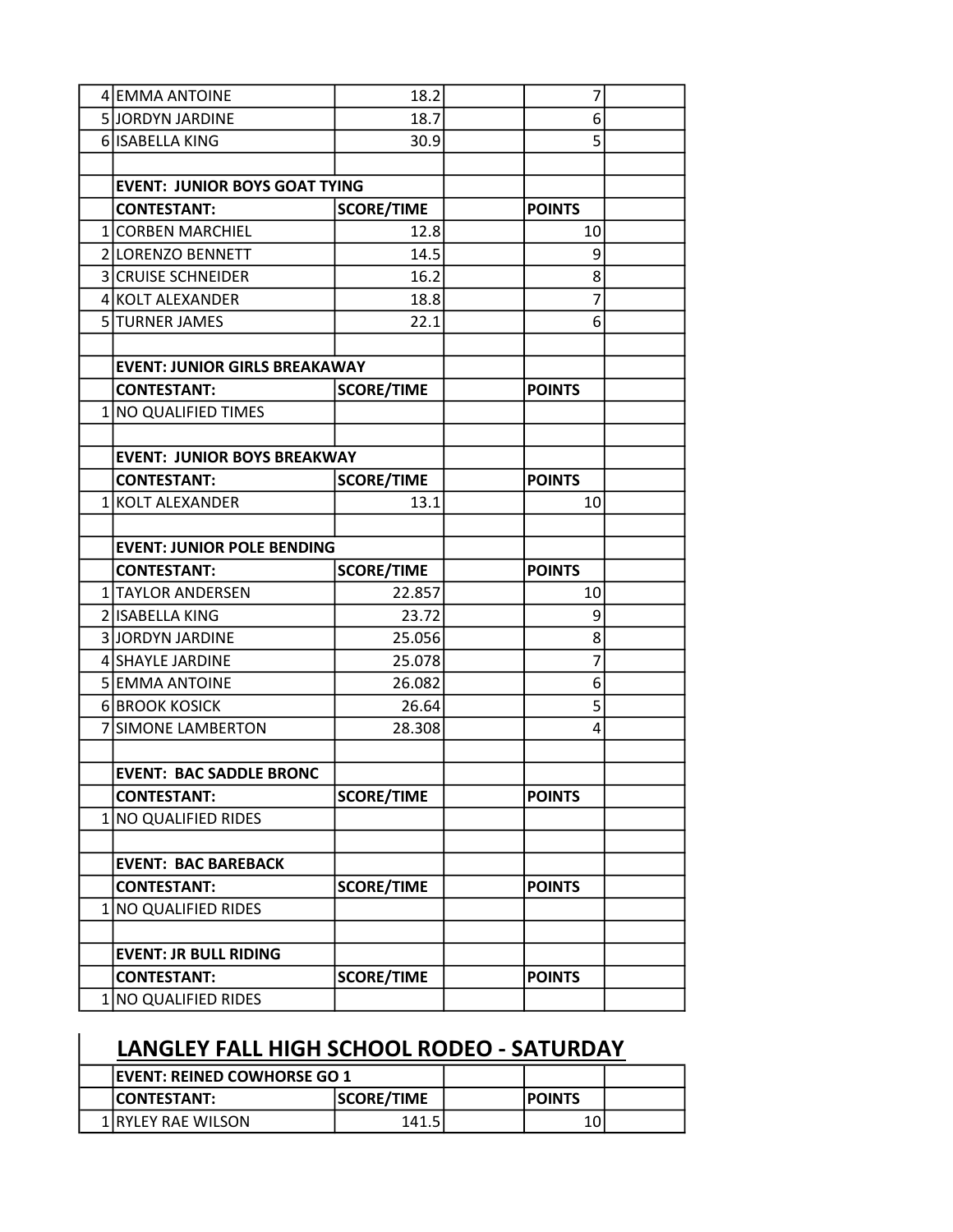| | | | | | |
|---|---|---|---|---|---|
| 4 | EMMA ANTOINE | 18.2 | | 7 | |
| 5 | JORDYN JARDINE | 18.7 | | 6 | |
| 6 | ISABELLA KING | 30.9 | | 5 | |
| | | | | | |
| | **EVENT: JUNIOR BOYS GOAT TYING** | | | | |
| | **CONTESTANT:** | **SCORE/TIME** | | **POINTS** | |
| 1 | CORBEN MARCHIEL | 12.8 | | 10 | |
| 2 | LORENZO BENNETT | 14.5 | | 9 | |
| 3 | CRUISE SCHNEIDER | 16.2 | | 8 | |
| 4 | KOLT ALEXANDER | 18.8 | | 7 | |
| 5 | TURNER JAMES | 22.1 | | 6 | |
| | | | | | |
| | **EVENT: JUNIOR GIRLS BREAKAWAY** | | | | |
| | **CONTESTANT:** | **SCORE/TIME** | | **POINTS** | |
| 1 | NO QUALIFIED TIMES | | | | |
| | | | | | |
| | **EVENT: JUNIOR BOYS BREAKWAY** | | | | |
| | **CONTESTANT:** | **SCORE/TIME** | | **POINTS** | |
| 1 | KOLT ALEXANDER | 13.1 | | 10 | |
| | | | | | |
| | **EVENT: JUNIOR POLE BENDING** | | | | |
| | **CONTESTANT:** | **SCORE/TIME** | | **POINTS** | |
| 1 | TAYLOR ANDERSEN | 22.857 | | 10 | |
| 2 | ISABELLA KING | 23.72 | | 9 | |
| 3 | JORDYN JARDINE | 25.056 | | 8 | |
| 4 | SHAYLE JARDINE | 25.078 | | 7 | |
| 5 | EMMA ANTOINE | 26.082 | | 6 | |
| 6 | BROOK KOSICK | 26.64 | | 5 | |
| 7 | SIMONE LAMBERTON | 28.308 | | 4 | |
| | | | | | |
| | **EVENT: BAC SADDLE BRONC** | | | | |
| | **CONTESTANT:** | **SCORE/TIME** | | **POINTS** | |
| 1 | NO QUALIFIED RIDES | | | | |
| | | | | | |
| | **EVENT: BAC BAREBACK** | | | | |
| | **CONTESTANT:** | **SCORE/TIME** | | **POINTS** | |
| 1 | NO QUALIFIED RIDES | | | | |
| | | | | | |
| | **EVENT: JR BULL RIDING** | | | | |
| | **CONTESTANT:** | **SCORE/TIME** | | **POINTS** | |
| 1 | NO QUALIFIED RIDES | | | | |

## LANGLEY FALL HIGH SCHOOL RODEO - SATURDAY

| | | | | | |
|---|---|---|---|---|---|
| | **EVENT: REINED COWHORSE GO 1** | | | | |
| | **CONTESTANT:** | **SCORE/TIME** | | **POINTS** | |
| 1 | RYLEY RAE WILSON | 141.5 | | 10 | |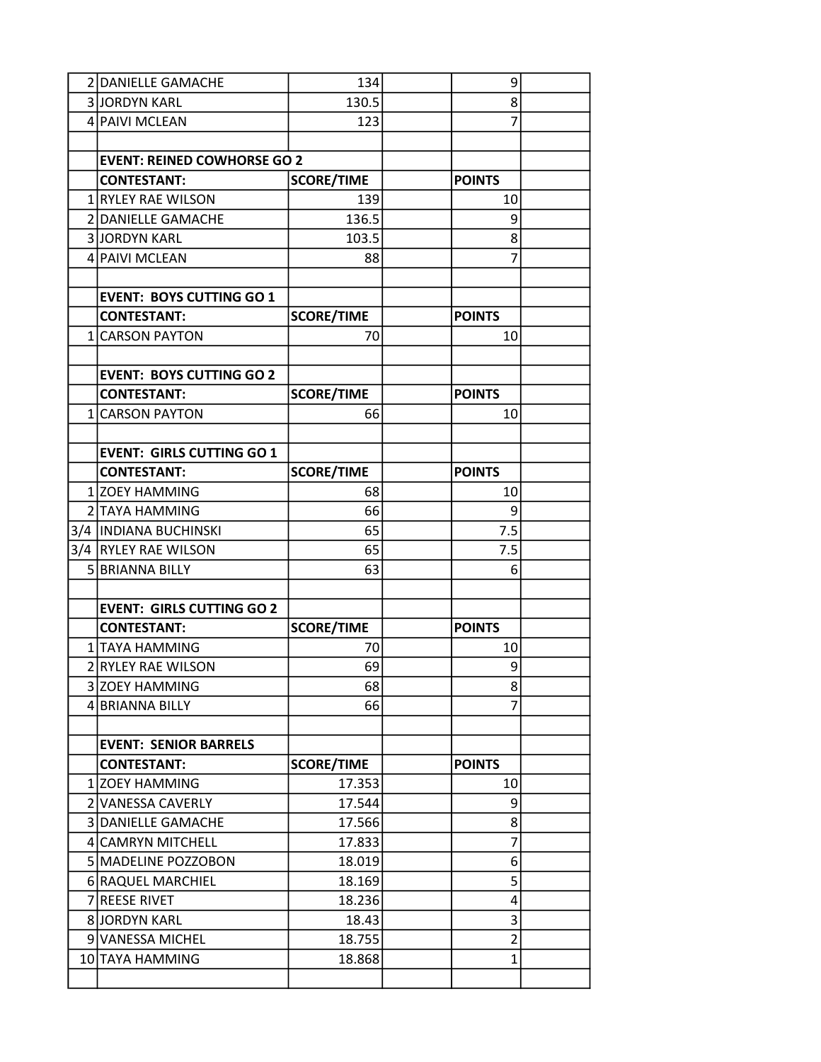| | | | | | |
|---|---|---|---|---|---|
| 2 | DANIELLE GAMACHE | 134 | | 9 | |
| 3 | JORDYN KARL | 130.5 | | 8 | |
| 4 | PAIVI MCLEAN | 123 | | 7 | |
| | | | | | |
| | **EVENT: REINED COWHORSE GO 2** | | | | |
| | **CONTESTANT:** | **SCORE/TIME** | | **POINTS** | |
| 1 | RYLEY RAE WILSON | 139 | | 10 | |
| 2 | DANIELLE GAMACHE | 136.5 | | 9 | |
| 3 | JORDYN KARL | 103.5 | | 8 | |
| 4 | PAIVI MCLEAN | 88 | | 7 | |
| | | | | | |
| | **EVENT: BOYS CUTTING GO 1** | | | | |
| | **CONTESTANT:** | **SCORE/TIME** | | **POINTS** | |
| 1 | CARSON PAYTON | 70 | | 10 | |
| | | | | | |
| | **EVENT: BOYS CUTTING GO 2** | | | | |
| | **CONTESTANT:** | **SCORE/TIME** | | **POINTS** | |
| 1 | CARSON PAYTON | 66 | | 10 | |
| | | | | | |
| | **EVENT: GIRLS CUTTING GO 1** | | | | |
| | **CONTESTANT:** | **SCORE/TIME** | | **POINTS** | |
| 1 | ZOEY HAMMING | 68 | | 10 | |
| 2 | TAYA HAMMING | 66 | | 9 | |
| 3/4 | INDIANA BUCHINSKI | 65 | | 7.5 | |
| 3/4 | RYLEY RAE WILSON | 65 | | 7.5 | |
| 5 | BRIANNA BILLY | 63 | | 6 | |
| | | | | | |
| | **EVENT: GIRLS CUTTING GO 2** | | | | |
| | **CONTESTANT:** | **SCORE/TIME** | | **POINTS** | |
| 1 | TAYA HAMMING | 70 | | 10 | |
| 2 | RYLEY RAE WILSON | 69 | | 9 | |
| 3 | ZOEY HAMMING | 68 | | 8 | |
| 4 | BRIANNA BILLY | 66 | | 7 | |
| | | | | | |
| | **EVENT: SENIOR BARRELS** | | | | |
| | **CONTESTANT:** | **SCORE/TIME** | | **POINTS** | |
| 1 | ZOEY HAMMING | 17.353 | | 10 | |
| 2 | VANESSA CAVERLY | 17.544 | | 9 | |
| 3 | DANIELLE GAMACHE | 17.566 | | 8 | |
| 4 | CAMRYN MITCHELL | 17.833 | | 7 | |
| 5 | MADELINE POZZOBON | 18.019 | | 6 | |
| 6 | RAQUEL MARCHIEL | 18.169 | | 5 | |
| 7 | REESE RIVET | 18.236 | | 4 | |
| 8 | JORDYN KARL | 18.43 | | 3 | |
| 9 | VANESSA MICHEL | 18.755 | | 2 | |
| 10 | TAYA HAMMING | 18.868 | | 1 | |
| | | | | | |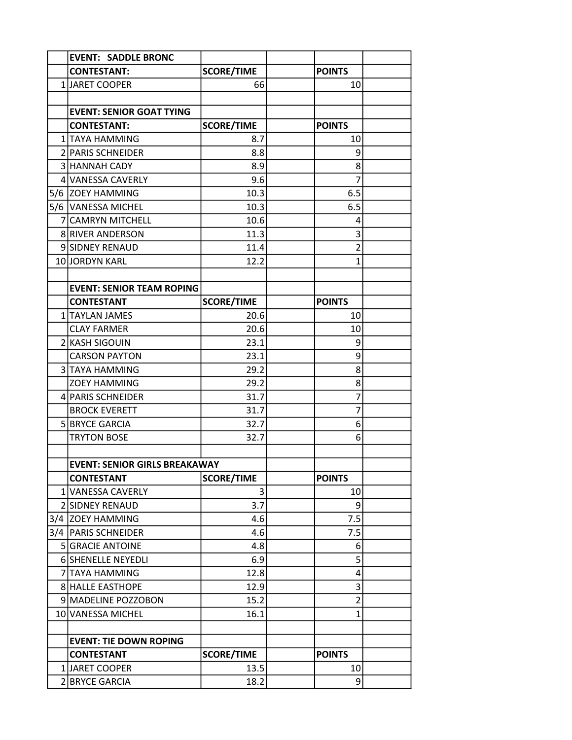| | EVENT: SADDLE BRONC | | | | |
|---|---|---|---|---|---|
| | CONTESTANT: | SCORE/TIME | | POINTS | |
| 1 | JARET COOPER | 66 | | 10 | |
| | | | | | |
| | EVENT: SENIOR GOAT TYING | | | | |
| | CONTESTANT: | SCORE/TIME | | POINTS | |
| 1 | TAYA HAMMING | 8.7 | | 10 | |
| 2 | PARIS SCHNEIDER | 8.8 | | 9 | |
| 3 | HANNAH CADY | 8.9 | | 8 | |
| 4 | VANESSA CAVERLY | 9.6 | | 7 | |
| 5/6 | ZOEY HAMMING | 10.3 | | 6.5 | |
| 5/6 | VANESSA MICHEL | 10.3 | | 6.5 | |
| 7 | CAMRYN MITCHELL | 10.6 | | 4 | |
| 8 | RIVER ANDERSON | 11.3 | | 3 | |
| 9 | SIDNEY RENAUD | 11.4 | | 2 | |
| 10 | JORDYN KARL | 12.2 | | 1 | |
| | | | | | |
| | EVENT: SENIOR TEAM ROPING | | | | |
| | CONTESTANT | SCORE/TIME | | POINTS | |
| 1 | TAYLAN JAMES | 20.6 | | 10 | |
| | CLAY FARMER | 20.6 | | 10 | |
| 2 | KASH SIGOUIN | 23.1 | | 9 | |
| | CARSON PAYTON | 23.1 | | 9 | |
| 3 | TAYA HAMMING | 29.2 | | 8 | |
| | ZOEY HAMMING | 29.2 | | 8 | |
| 4 | PARIS SCHNEIDER | 31.7 | | 7 | |
| | BROCK EVERETT | 31.7 | | 7 | |
| 5 | BRYCE GARCIA | 32.7 | | 6 | |
| | TRYTON BOSE | 32.7 | | 6 | |
| | | | | | |
| | EVENT: SENIOR GIRLS BREAKAWAY | | | | |
| | CONTESTANT | SCORE/TIME | | POINTS | |
| 1 | VANESSA CAVERLY | 3 | | 10 | |
| 2 | SIDNEY RENAUD | 3.7 | | 9 | |
| 3/4 | ZOEY HAMMING | 4.6 | | 7.5 | |
| 3/4 | PARIS SCHNEIDER | 4.6 | | 7.5 | |
| 5 | GRACIE ANTOINE | 4.8 | | 6 | |
| 6 | SHENELLE NEYEDLI | 6.9 | | 5 | |
| 7 | TAYA HAMMING | 12.8 | | 4 | |
| 8 | HALLE EASTHOPE | 12.9 | | 3 | |
| 9 | MADELINE POZZOBON | 15.2 | | 2 | |
| 10 | VANESSA MICHEL | 16.1 | | 1 | |
| | | | | | |
| | EVENT: TIE DOWN ROPING | | | | |
| | CONTESTANT | SCORE/TIME | | POINTS | |
| 1 | JARET COOPER | 13.5 | | 10 | |
| 2 | BRYCE GARCIA | 18.2 | | 9 | |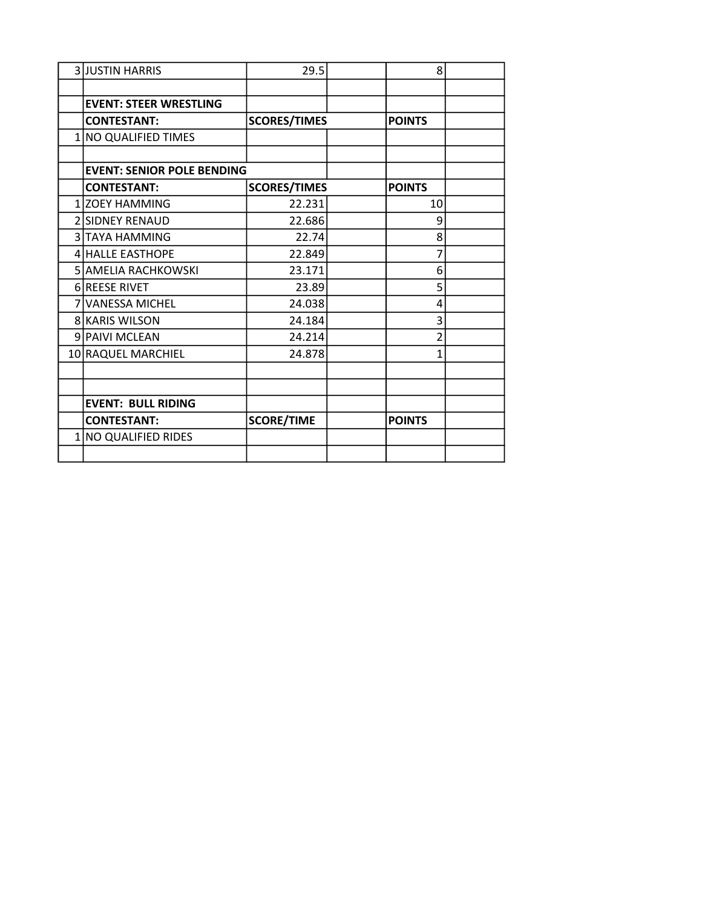| | | | | | |
|---|---|---|---|---|---|
| 3 | JUSTIN HARRIS | 29.5 | | 8 | |
| | | | | | |
| | **EVENT: STEER WRESTLING** | | | | |
| | **CONTESTANT:** | **SCORES/TIMES** | | **POINTS** | |
| 1 | NO QUALIFIED TIMES | | | | |
| | | | | | |
| | **EVENT: SENIOR POLE BENDING** | | | | |
| | **CONTESTANT:** | **SCORES/TIMES** | | **POINTS** | |
| 1 | ZOEY HAMMING | 22.231 | | 10 | |
| 2 | SIDNEY RENAUD | 22.686 | | 9 | |
| 3 | TAYA HAMMING | 22.74 | | 8 | |
| 4 | HALLE EASTHOPE | 22.849 | | 7 | |
| 5 | AMELIA RACHKOWSKI | 23.171 | | 6 | |
| 6 | REESE RIVET | 23.89 | | 5 | |
| 7 | VANESSA MICHEL | 24.038 | | 4 | |
| 8 | KARIS WILSON | 24.184 | | 3 | |
| 9 | PAIVI MCLEAN | 24.214 | | 2 | |
| 10 | RAQUEL MARCHIEL | 24.878 | | 1 | |
| | | | | | |
| | | | | | |
| | **EVENT: BULL RIDING** | | | | |
| | **CONTESTANT:** | **SCORE/TIME** | | **POINTS** | |
| 1 | NO QUALIFIED RIDES | | | | |
| | | | | | |